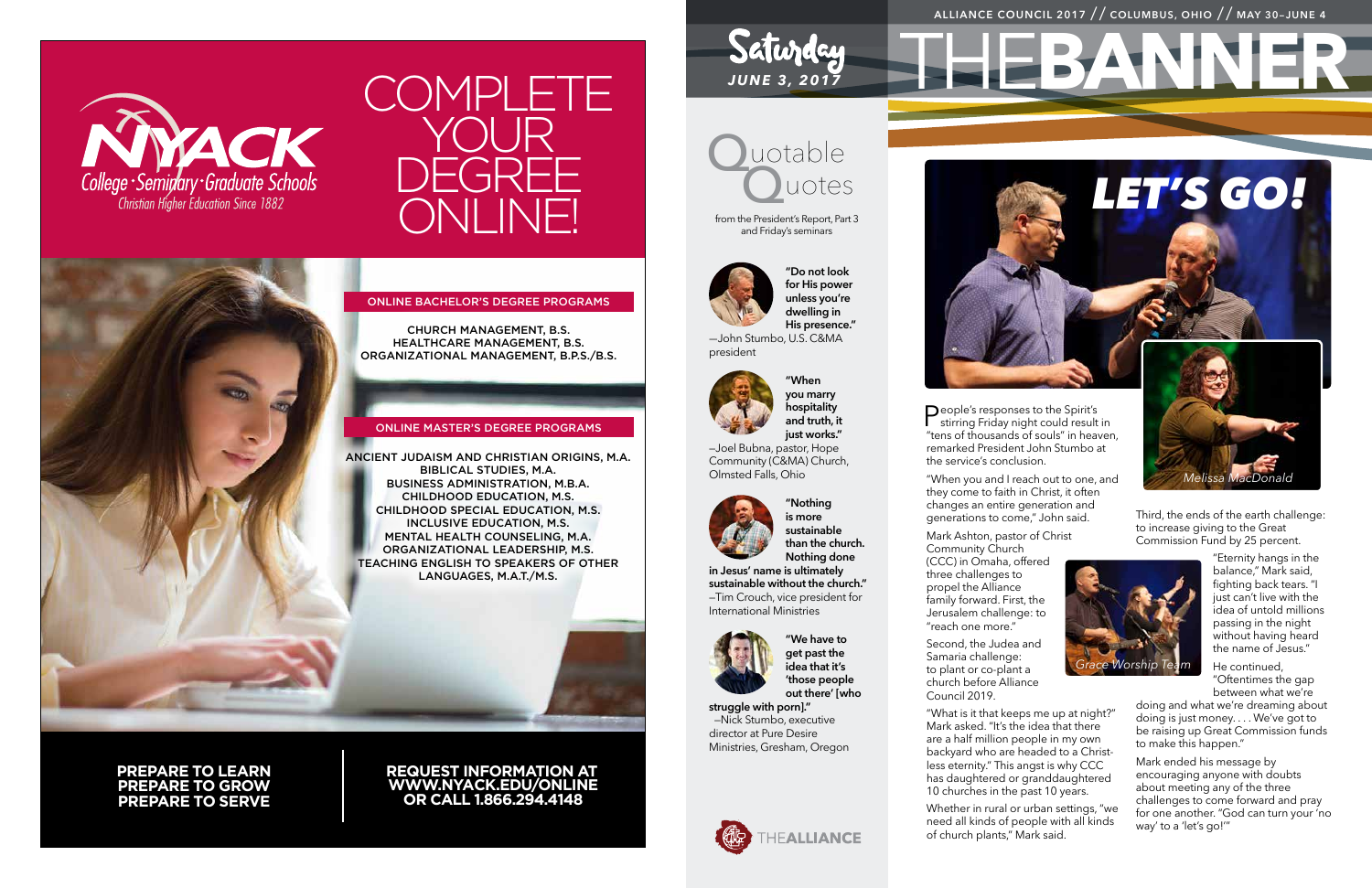# COMPLETE YOUR DEGREE ONLINE!

NYACK College · Seminary · Graduate Schools
Christian Higher Education Since 1882

## ONLINE BACHELOR'S DEGREE PROGRAMS

CHURCH MANAGEMENT, B.S.
HEALTHCARE MANAGEMENT, B.S.
ORGANIZATIONAL MANAGEMENT, B.P.S./B.S.

## ONLINE MASTER'S DEGREE PROGRAMS

ANCIENT JUDAISM AND CHRISTIAN ORIGINS, M.A.
BIBLICAL STUDIES, M.A.
BUSINESS ADMINISTRATION, M.B.A.
CHILDHOOD EDUCATION, M.S.
CHILDHOOD SPECIAL EDUCATION, M.S.
INCLUSIVE EDUCATION, M.S.
MENTAL HEALTH COUNSELING, M.A.
ORGANIZATIONAL LEADERSHIP, M.S.
TEACHING ENGLISH TO SPEAKERS OF OTHER LANGUAGES, M.A.T./M.S.

**PREPARE TO LEARN**
**PREPARE TO GROW**
**PREPARE TO SERVE**

**REQUEST INFORMATION AT WWW.NYACK.EDU/ONLINE OR CALL 1.866.294.4148**

---

ALLIANCE COUNCIL 2017 // COLUMBUS, OHIO // MAY 30–JUNE 4

# THE BANNER

**Saturday** *JUNE 3, 2017*

## Quotable Quotes

from the President's Report, Part 3 and Friday's seminars

**"Do not look for His power unless you're dwelling in His presence."**
—John Stumbo, U.S. C&MA president

**"When you marry hospitality and truth, it just works."**
–Joel Bubna, pastor, Hope Community (C&MA) Church, Olmsted Falls, Ohio

**"Nothing is more sustainable than the church. Nothing done in Jesus' name is ultimately sustainable without the church."**
–Tim Crouch, vice president for International Ministries

**"We have to get past the idea that it's 'those people out there' [who struggle with porn]."**
–Nick Stumbo, executive director at Pure Desire Ministries, Gresham, Oregon

THEALLIANCE

## LET'S GO!

*Melissa MacDonald*

People's responses to the Spirit's stirring Friday night could result in "tens of thousands of souls" in heaven, remarked President John Stumbo at the service's conclusion.

"When you and I reach out to one, and they come to faith in Christ, it often changes an entire generation and generations to come," John said.

Mark Ashton, pastor of Christ Community Church (CCC) in Omaha, offered three challenges to propel the Alliance family forward. First, the Jerusalem challenge: to "reach one more."

Second, the Judea and Samaria challenge: to plant or co-plant a church before Alliance Council 2019.

"What is it that keeps me up at night?" Mark asked. "It's the idea that there are a half million people in my own backyard who are headed to a Christ-less eternity." This angst is why CCC has daughtered or granddaughtered 10 churches in the past 10 years.

Whether in rural or urban settings, "we need all kinds of people with all kinds of church plants," Mark said.

Third, the ends of the earth challenge: to increase giving to the Great Commission Fund by 25 percent.

*Grace Worship Team*

"Eternity hangs in the balance," Mark said, fighting back tears. "I just can't live with the idea of untold millions passing in the night without having heard the name of Jesus."

He continued, "Oftentimes the gap between what we're doing and what we're dreaming about doing is just money. . . . We've got to be raising up Great Commission funds to make this happen."

Mark ended his message by encouraging anyone with doubts about meeting any of the three challenges to come forward and pray for one another. "God can turn your 'no way' to a 'let's go!'"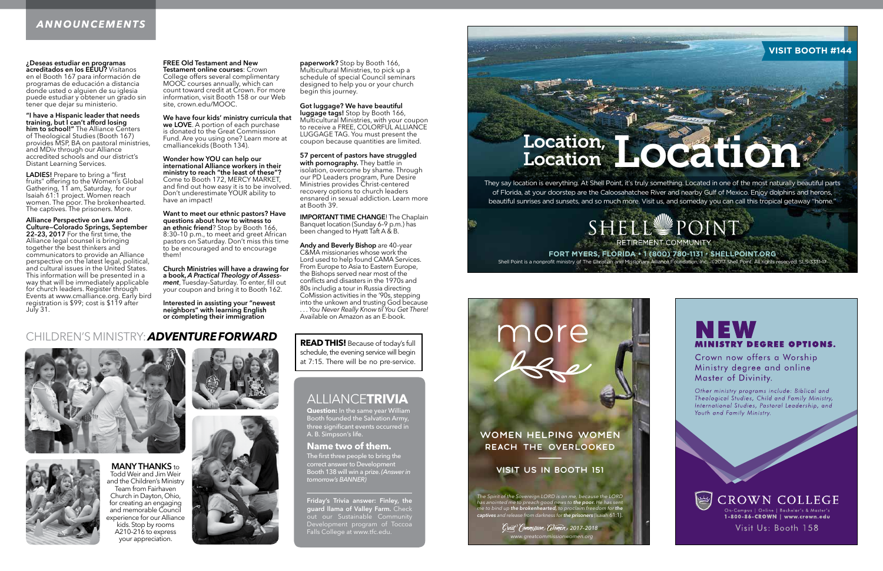## ANNOUNCEMENTS

**¿Deseas estudiar en programas acreditados en los EEUU?** Visítanos en el Booth 167 para información de programas de educación a distancia donde usted o alguien de su iglesia puede estudiar y obtener un grado sin tener que dejar su ministerio.

**"I have a Hispanic leader that needs training, but I can't afford losing him to school!"** The Alliance Centers of Theological Studies (Booth 167) provides MSP, BA on pastoral ministries, and MDiv through our Alliance accredited schools and our district's Distant Learning Services.

**LADIES!** Prepare to bring a "first fruits" offering to the Women's Global Gathering, 11 am, Saturday, for our Isaiah 61:1 project. Women reach women. The poor. The brokenhearted. The captives. The prisoners. More.

**Alliance Perspective on Law and Culture—Colorado Springs, September 22–23, 2017** For the first time, the Alliance legal counsel is bringing together the best thinkers and communicators to provide an Alliance perspective on the latest legal, political, and cultural issues in the United States. This information will be presented in a way that will be immediately applicable for church leaders. Register through Events at www.cmalliance.org. Early bird registration is $99; cost is $119 after July 31.

**FREE Old Testament and New Testament online courses**: Crown College offers several complimentary MOOC courses annually, which can count toward credit at Crown. For more information, visit Booth 158 or our Web site, crown.edu/MOOC.

**We have four kids' ministry curricula that we LOVE**. A portion of each purchase is donated to the Great Commission Fund. Are you using one? Learn more at cmalliancekids (Booth 134).

**Wonder how YOU can help our international Alliance workers in their ministry to reach "the least of these"?** Come to Booth 172, MERCY MARKET, and find out how easy it is to be involved. Don't underestimate YOUR ability to have an impact!

**Want to meet our ethnic pastors? Have questions about how to witness to an ethnic friend**? Stop by Booth 166, 8:30–10 p.m., to meet and greet African pastors on Saturday. Don't miss this time to be encouraged and to encourage them!

**Church Ministries will have a drawing for a book,** ***A Practical Theology of Assessment***, Tuesday–Saturday. To enter, fill out your coupon and bring it to Booth 162.

**Interested in assisting your "newest neighbors" with learning English or completing their immigration paperwork?** Stop by Booth 166, Multicultural Ministries, to pick up a schedule of special Council seminars designed to help you or your church begin this journey.

**Got luggage? We have beautiful luggage tags!** Stop by Booth 166, Multicultural Ministries, with your coupon to receive a FREE, COLORFUL ALLIANCE LUGGAGE TAG. You must present the coupon because quantities are limited.

**57 percent of pastors have struggled with pornography.** They battle in isolation, overcome by shame. Through our PD Leaders program, Pure Desire Ministries provides Christ-centered recovery options to church leaders ensnared in sexual addiction. Learn more at Booth 39.

**IMPORTANT TIME CHANGE**! The Chaplain Banquet location (Sunday 6–9 p.m.) has been changed to Hyatt Taft A & B.

**Andy and Beverly Bishop** are 40-year C&MA missionaries whose work the Lord used to help found CAMA Services. From Europe to Asia to Eastern Europe, the Bishops served near most of the conflicts and disasters in the 1970s and 80s includig a tour in Russia directing CoMission activities in the '90s, stepping into the unkown and trusting God because . . . *You Never Really Know til You Get There!* Available on Amazon as an E-book.

## CHILDREN'S MINISTRY: *ADVENTURE FORWARD*

**MANY THANKS** to Todd Weir and Jim Weir and the Children's Ministry Team from Fairhaven Church in Dayton, Ohio, for creating an engaging and memorable Council experience for our Alliance kids. Stop by rooms A210-216 to express your appreciation.

**READ THIS!** Because of today's full schedule, the evening service will begin at 7:15. There will be no pre-service.

## ALLIANCE**TRIVIA**

**Question:** In the same year William Booth founded the Salvation Army, three significant events occurred in A. B. Simpson's life.

### Name two of them.

The first three people to bring the correct answer to Development Booth 138 will win a prize. *(Answer in tomorrow's BANNER)*

**Friday's Trivia answer: Finley, the guard llama of Valley Farm.** Check out our Sustainable Community Development program of Toccoa Falls College at www.tfc.edu.

---

**VISIT BOOTH #144**

# Location, Location **Location**

They say location is everything. At Shell Point, it's truly something. Located in one of the most naturally beautiful parts of Florida, at your doorstep are the Caloosahatchee River and nearby Gulf of Mexico. Enjoy dolphins and herons, beautiful sunrises and sunsets, and so much more. Visit us, and someday you can call this tropical getaway "home."

SHELL POINT
RETIREMENT COMMUNITY

**FORT MYERS, FLORIDA • 1 (800) 780-1131 • SHELLPOINT.ORG**

Shell Point is a nonprofit ministry of The Christian and Missionary Alliance Foundation, Inc. ©2017 Shell Point. All rights reserved. SLS-3331-17

---

more
love

WOMEN HELPING WOMEN
REACH THE OVERLOOKED

VISIT US IN BOOTH 151

*The Spirit of the Sovereign LORD is on me, because the LORD has anointed me to preach good news to* ***the poor****. He has sent me to bind up* ***the brokenhearted****, to proclaim freedom for* ***the captives*** *and release from darkness for* ***the prisoners*** (Isaiah 61:1).

*Great Commission Women, 2017–2018*
*www.greatcommissionwomen.org*

---

# NEW
**MINISTRY DEGREE OPTIONS.**

Crown now offers a Worship Ministry degree and online Master of Divinity.

*Other ministry programs include: Biblical and Theological Studies, Child and Family Ministry, International Studies, Pastoral Leadership, and Youth and Family Ministry.*

CROWN COLLEGE
On-Campus | Online | Bachelor's & Master's
**1-800-86-CROWN | www.crown.edu**

Visit Us: Booth 158